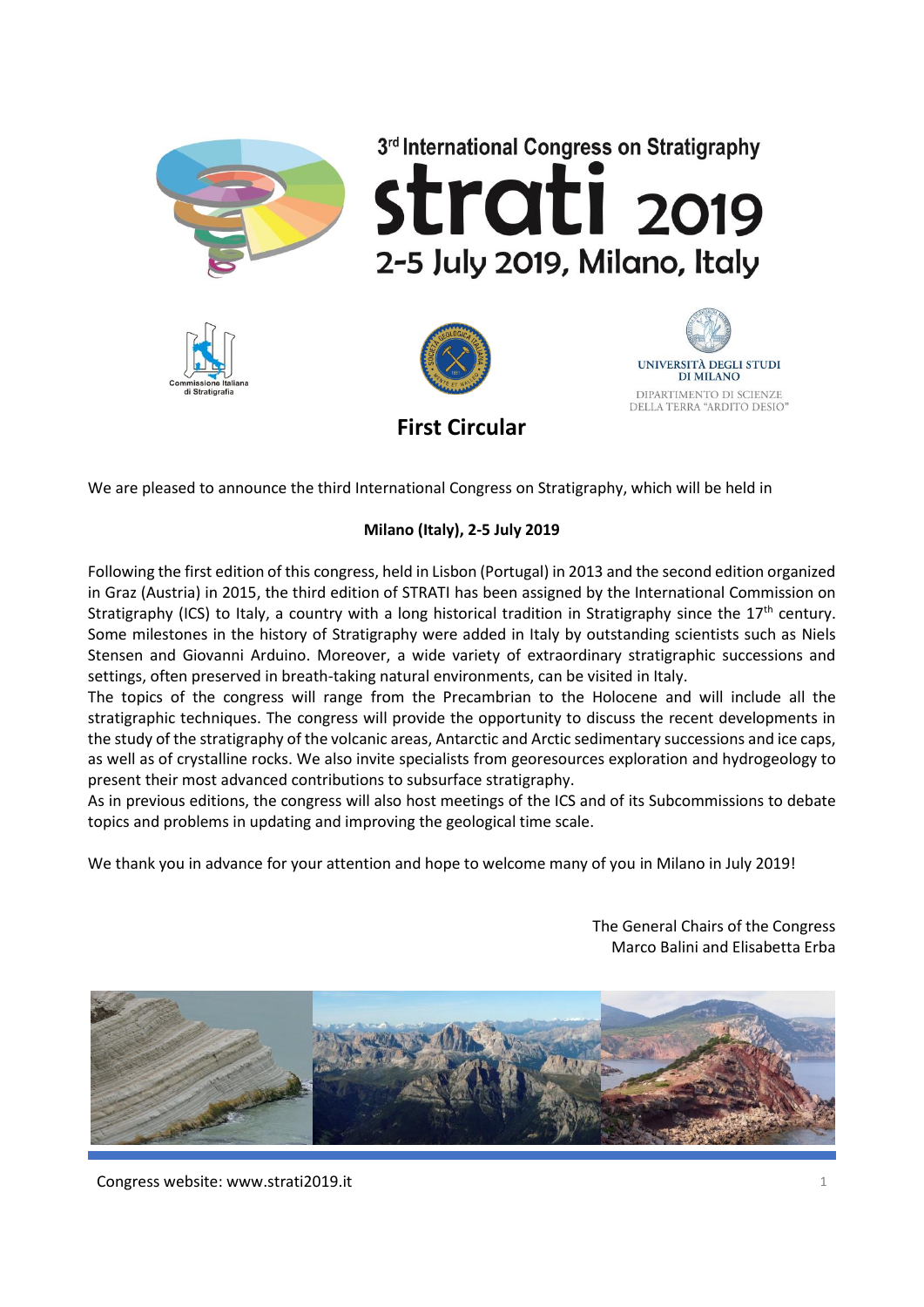# 3rd International Congress on Stratigraphy

# strati 2019

## 2-5 July 2019, Milano, Italy

Commissione Italiana di Stratigrafia

UNIVERSITÀ DEGLI STUDI DI MILANO
DIPARTIMENTO DI SCIENZE DELLA TERRA "ARDITO DESIO"

## First Circular

We are pleased to announce the third International Congress on Stratigraphy, which will be held in

**Milano (Italy), 2-5 July 2019**

Following the first edition of this congress, held in Lisbon (Portugal) in 2013 and the second edition organized in Graz (Austria) in 2015, the third edition of STRATI has been assigned by the International Commission on Stratigraphy (ICS) to Italy, a country with a long historical tradition in Stratigraphy since the 17th century. Some milestones in the history of Stratigraphy were added in Italy by outstanding scientists such as Niels Stensen and Giovanni Arduino. Moreover, a wide variety of extraordinary stratigraphic successions and settings, often preserved in breath-taking natural environments, can be visited in Italy.

The topics of the congress will range from the Precambrian to the Holocene and will include all the stratigraphic techniques. The congress will provide the opportunity to discuss the recent developments in the study of the stratigraphy of the volcanic areas, Antarctic and Arctic sedimentary successions and ice caps, as well as of crystalline rocks. We also invite specialists from georesources exploration and hydrogeology to present their most advanced contributions to subsurface stratigraphy.

As in previous editions, the congress will also host meetings of the ICS and of its Subcommissions to debate topics and problems in updating and improving the geological time scale.

We thank you in advance for your attention and hope to welcome many of you in Milano in July 2019!

The General Chairs of the Congress
Marco Balini and Elisabetta Erba

Congress website: www.strati2019.it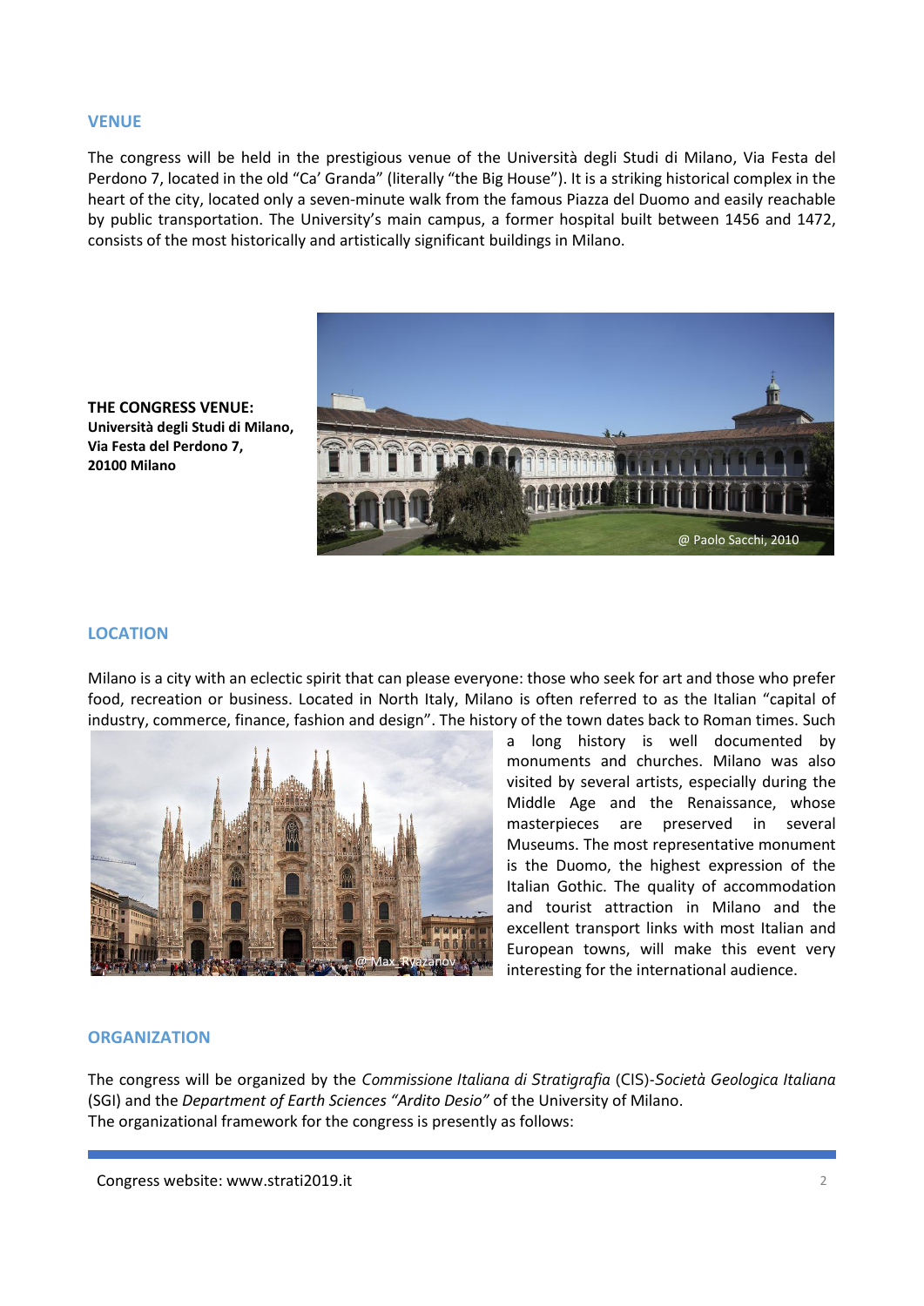## VENUE

The congress will be held in the prestigious venue of the Università degli Studi di Milano, Via Festa del Perdono 7, located in the old "Ca' Granda" (literally "the Big House"). It is a striking historical complex in the heart of the city, located only a seven-minute walk from the famous Piazza del Duomo and easily reachable by public transportation. The University's main campus, a former hospital built between 1456 and 1472, consists of the most historically and artistically significant buildings in Milano.

**THE CONGRESS VENUE:**
**Università degli Studi di Milano,**
**Via Festa del Perdono 7,**
**20100 Milano**

@ Paolo Sacchi, 2010

## LOCATION

Milano is a city with an eclectic spirit that can please everyone: those who seek for art and those who prefer food, recreation or business. Located in North Italy, Milano is often referred to as the Italian "capital of industry, commerce, finance, fashion and design". The history of the town dates back to Roman times. Such a long history is well documented by monuments and churches. Milano was also visited by several artists, especially during the Middle Age and the Renaissance, whose masterpieces are preserved in several Museums. The most representative monument is the Duomo, the highest expression of the Italian Gothic. The quality of accommodation and tourist attraction in Milano and the excellent transport links with most Italian and European towns, will make this event very interesting for the international audience.

@ Max_Ryazanov

## ORGANIZATION

The congress will be organized by the *Commissione Italiana di Stratigrafia* (CIS)-*Società Geologica Italiana* (SGI) and the *Department of Earth Sciences "Ardito Desio"* of the University of Milano.
The organizational framework for the congress is presently as follows:

Congress website: www.strati2019.it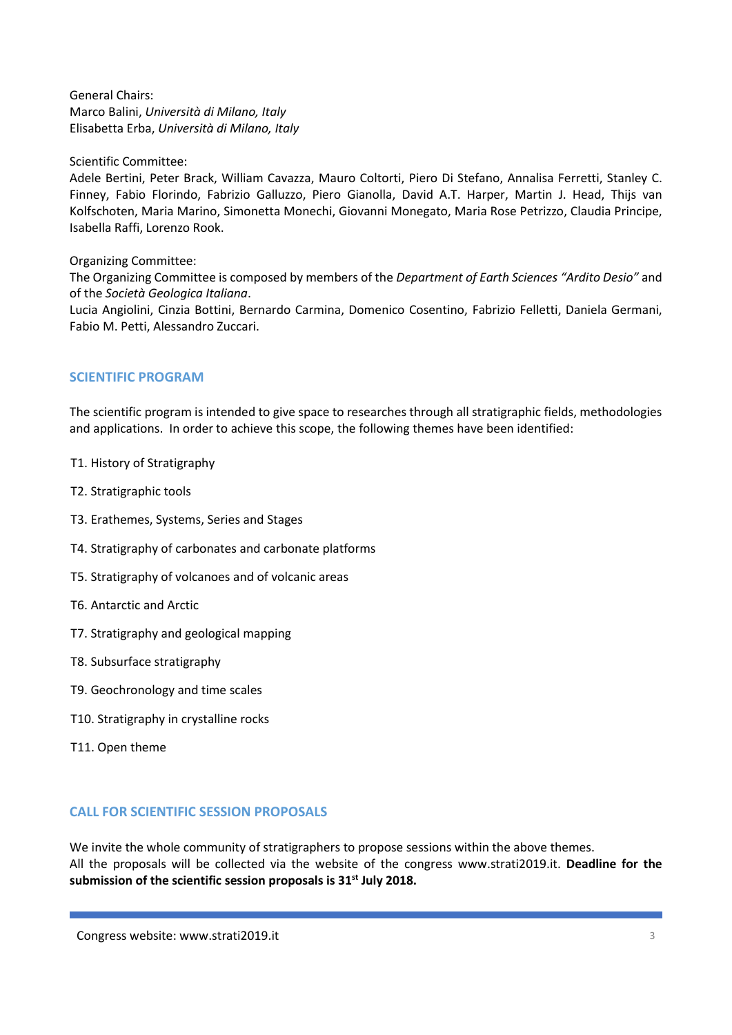General Chairs:
Marco Balini, *Università di Milano, Italy*
Elisabetta Erba, *Università di Milano, Italy*

Scientific Committee:
Adele Bertini, Peter Brack, William Cavazza, Mauro Coltorti, Piero Di Stefano, Annalisa Ferretti, Stanley C. Finney, Fabio Florindo, Fabrizio Galluzzo, Piero Gianolla, David A.T. Harper, Martin J. Head, Thijs van Kolfschoten, Maria Marino, Simonetta Monechi, Giovanni Monegato, Maria Rose Petrizzo, Claudia Principe, Isabella Raffi, Lorenzo Rook.

Organizing Committee:
The Organizing Committee is composed by members of the *Department of Earth Sciences "Ardito Desio"* and of the *Società Geologica Italiana*.
Lucia Angiolini, Cinzia Bottini, Bernardo Carmina, Domenico Cosentino, Fabrizio Felletti, Daniela Germani, Fabio M. Petti, Alessandro Zuccari.

## SCIENTIFIC PROGRAM

The scientific program is intended to give space to researches through all stratigraphic fields, methodologies and applications. In order to achieve this scope, the following themes have been identified:

- T1. History of Stratigraphy
- T2. Stratigraphic tools
- T3. Erathemes, Systems, Series and Stages
- T4. Stratigraphy of carbonates and carbonate platforms
- T5. Stratigraphy of volcanoes and of volcanic areas
- T6. Antarctic and Arctic
- T7. Stratigraphy and geological mapping
- T8. Subsurface stratigraphy
- T9. Geochronology and time scales
- T10. Stratigraphy in crystalline rocks
- T11. Open theme

## CALL FOR SCIENTIFIC SESSION PROPOSALS

We invite the whole community of stratigraphers to propose sessions within the above themes.
All the proposals will be collected via the website of the congress www.strati2019.it. **Deadline for the submission of the scientific session proposals is 31st July 2018.**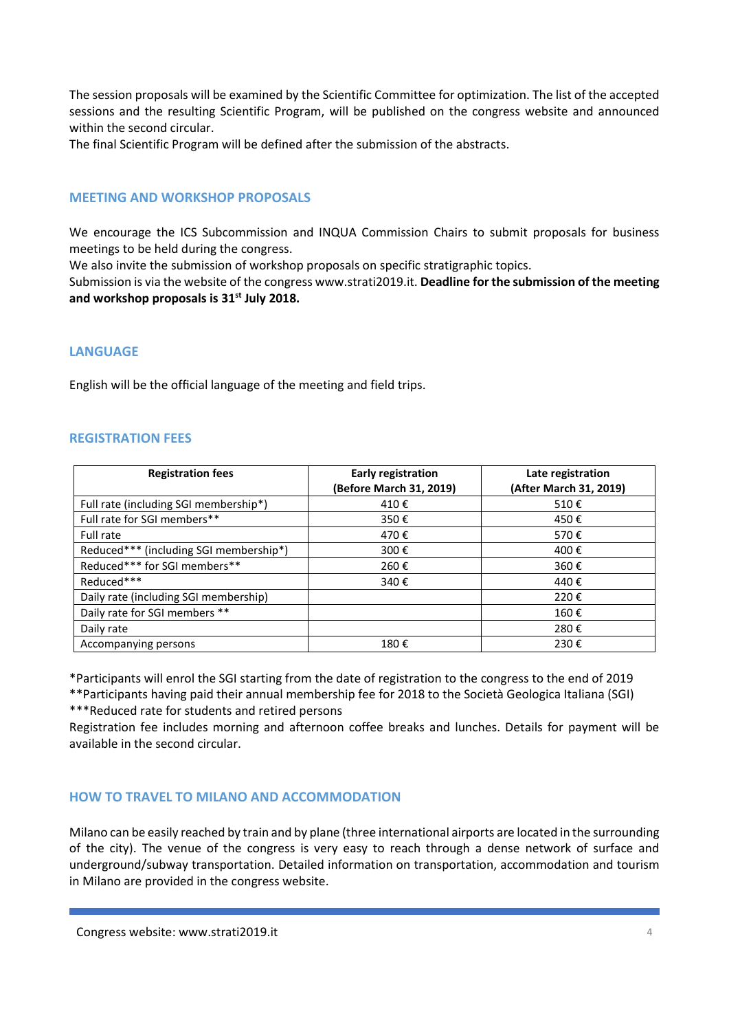The session proposals will be examined by the Scientific Committee for optimization. The list of the accepted sessions and the resulting Scientific Program, will be published on the congress website and announced within the second circular.

The final Scientific Program will be defined after the submission of the abstracts.

## MEETING AND WORKSHOP PROPOSALS

We encourage the ICS Subcommission and INQUA Commission Chairs to submit proposals for business meetings to be held during the congress.

We also invite the submission of workshop proposals on specific stratigraphic topics.

Submission is via the website of the congress www.strati2019.it. **Deadline for the submission of the meeting and workshop proposals is 31st July 2018.**

## LANGUAGE

English will be the official language of the meeting and field trips.

## REGISTRATION FEES

| Registration fees | Early registration (Before March 31, 2019) | Late registration (After March 31, 2019) |
|---|---|---|
| Full rate (including SGI membership*) | 410 € | 510 € |
| Full rate for SGI members** | 350 € | 450 € |
| Full rate | 470 € | 570 € |
| Reduced*** (including SGI membership*) | 300 € | 400 € |
| Reduced*** for SGI members** | 260 € | 360 € |
| Reduced*** | 340 € | 440 € |
| Daily rate (including SGI membership) | | 220 € |
| Daily rate for SGI members ** | | 160 € |
| Daily rate | | 280 € |
| Accompanying persons | 180 € | 230 € |

*Participants will enrol the SGI starting from the date of registration to the congress to the end of 2019

**Participants having paid their annual membership fee for 2018 to the Società Geologica Italiana (SGI)

***Reduced rate for students and retired persons

Registration fee includes morning and afternoon coffee breaks and lunches. Details for payment will be available in the second circular.

## HOW TO TRAVEL TO MILANO AND ACCOMMODATION

Milano can be easily reached by train and by plane (three international airports are located in the surrounding of the city). The venue of the congress is very easy to reach through a dense network of surface and underground/subway transportation. Detailed information on transportation, accommodation and tourism in Milano are provided in the congress website.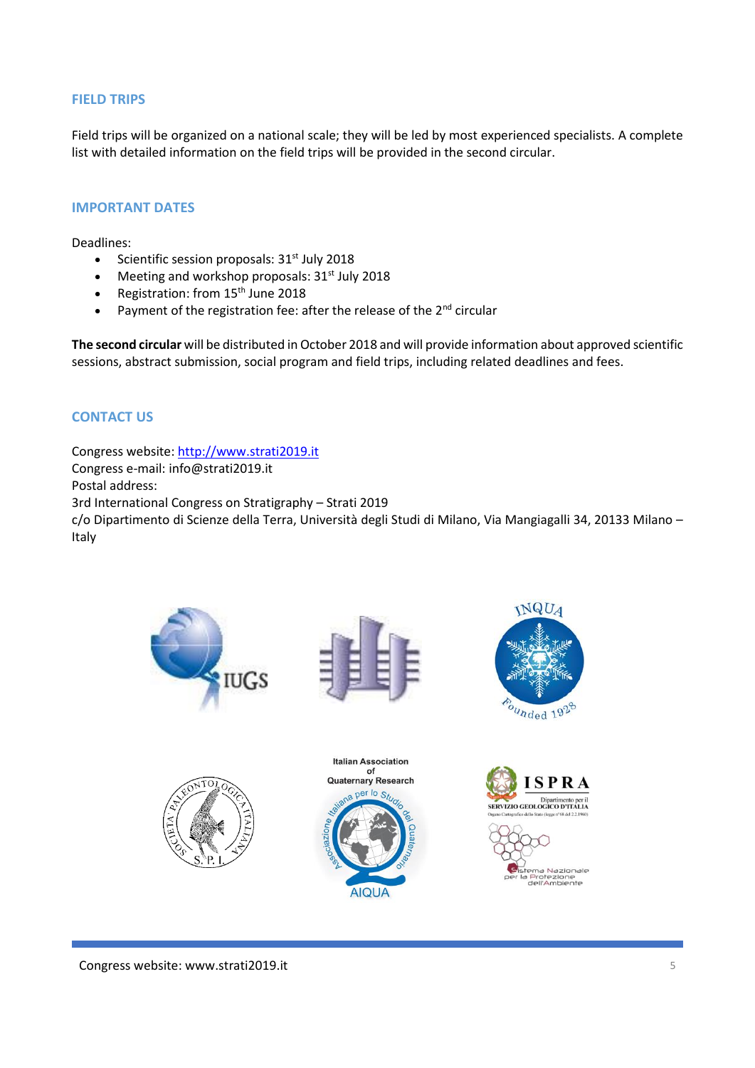## FIELD TRIPS

Field trips will be organized on a national scale; they will be led by most experienced specialists. A complete list with detailed information on the field trips will be provided in the second circular.

## IMPORTANT DATES

Deadlines:

- Scientific session proposals: 31st July 2018
- Meeting and workshop proposals: 31st July 2018
- Registration: from 15th June 2018
- Payment of the registration fee: after the release of the 2nd circular

**The second circular** will be distributed in October 2018 and will provide information about approved scientific sessions, abstract submission, social program and field trips, including related deadlines and fees.

## CONTACT US

Congress website: http://www.strati2019.it
Congress e-mail: info@strati2019.it
Postal address:
3rd International Congress on Stratigraphy – Strati 2019
c/o Dipartimento di Scienze della Terra, Università degli Studi di Milano, Via Mangiagalli 34, 20133 Milano – Italy